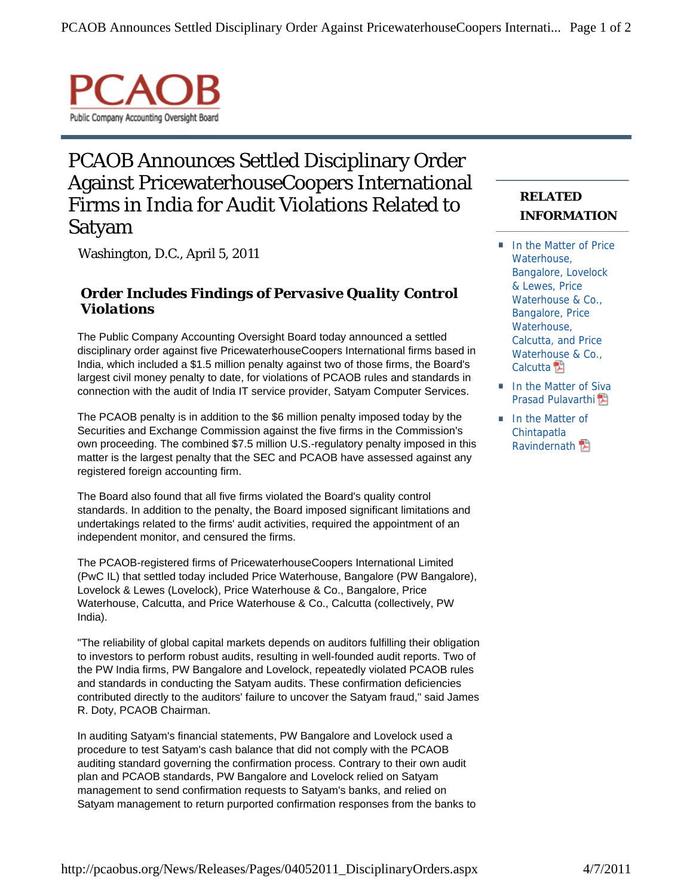PCAOB

Public Company Accounting Oversight Board

# PCAOB Announces Settled Disciplinary Order Against PricewaterhouseCoopers International Firms in India for Audit Violations Related to Satyam

Washington, D.C., April 5, 2011

## *Order Includes Findings of Pervasive Quality Control Violations*

The Public Company Accounting Oversight Board today announced a settled disciplinary order against five PricewaterhouseCoopers International firms based in India, which included a $1.5 million penalty against two of those firms, the Board's largest civil money penalty to date, for violations of PCAOB rules and standards in connection with the audit of India IT service provider, Satyam Computer Services.

The PCAOB penalty is in addition to the $6 million penalty imposed today by the Securities and Exchange Commission against the five firms in the Commission's own proceeding. The combined $7.5 million U.S.-regulatory penalty imposed in this matter is the largest penalty that the SEC and PCAOB have assessed against any registered foreign accounting firm.

The Board also found that all five firms violated the Board's quality control standards. In addition to the penalty, the Board imposed significant limitations and undertakings related to the firms' audit activities, required the appointment of an independent monitor, and censured the firms.

The PCAOB-registered firms of PricewaterhouseCoopers International Limited (PwC IL) that settled today included Price Waterhouse, Bangalore (PW Bangalore), Lovelock & Lewes (Lovelock), Price Waterhouse & Co., Bangalore, Price Waterhouse, Calcutta, and Price Waterhouse & Co., Calcutta (collectively, PW India).

"The reliability of global capital markets depends on auditors fulfilling their obligation to investors to perform robust audits, resulting in well-founded audit reports. Two of the PW India firms, PW Bangalore and Lovelock, repeatedly violated PCAOB rules and standards in conducting the Satyam audits. These confirmation deficiencies contributed directly to the auditors' failure to uncover the Satyam fraud," said James R. Doty, PCAOB Chairman.

In auditing Satyam's financial statements, PW Bangalore and Lovelock used a procedure to test Satyam's cash balance that did not comply with the PCAOB auditing standard governing the confirmation process. Contrary to their own audit plan and PCAOB standards, PW Bangalore and Lovelock relied on Satyam management to send confirmation requests to Satyam's banks, and relied on Satyam management to return purported confirmation responses from the banks to

### RELATED INFORMATION

- In the Matter of Price Waterhouse, Bangalore, Lovelock & Lewes, Price Waterhouse & Co., Bangalore, Price Waterhouse, Calcutta, and Price Waterhouse & Co., Calcutta
- In the Matter of Siva Prasad Pulavarthi
- In the Matter of Chintapatla Ravindernath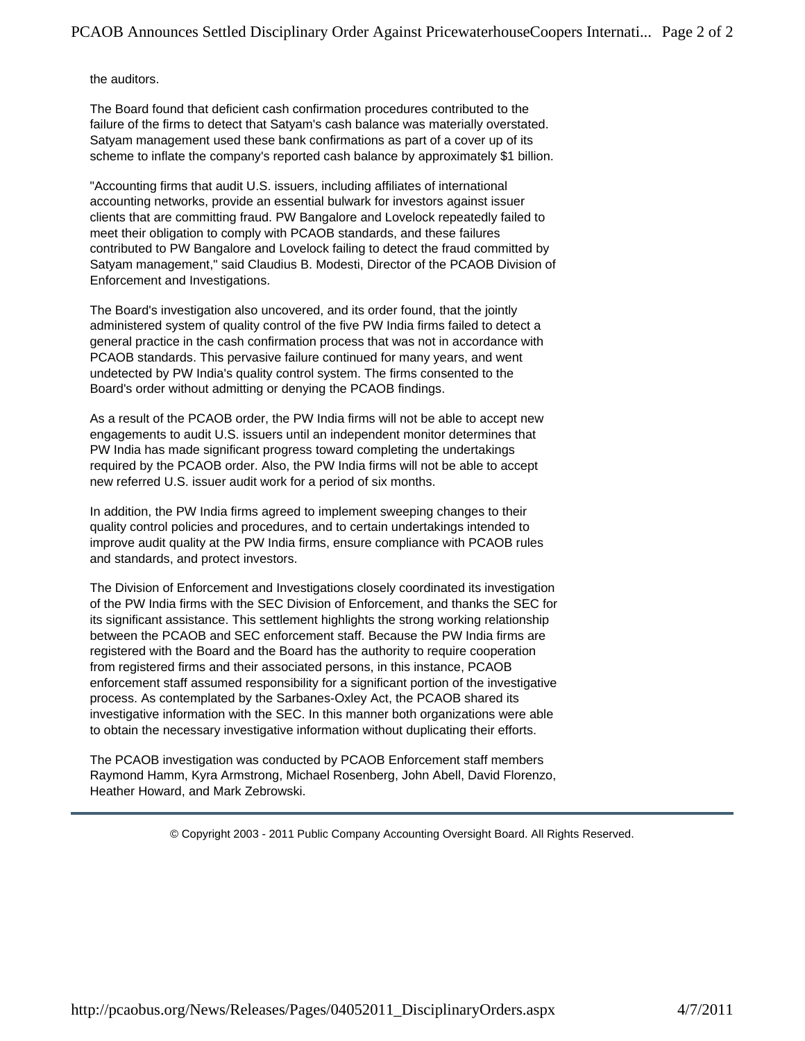the auditors.

The Board found that deficient cash confirmation procedures contributed to the failure of the firms to detect that Satyam's cash balance was materially overstated. Satyam management used these bank confirmations as part of a cover up of its scheme to inflate the company's reported cash balance by approximately $1 billion.

"Accounting firms that audit U.S. issuers, including affiliates of international accounting networks, provide an essential bulwark for investors against issuer clients that are committing fraud. PW Bangalore and Lovelock repeatedly failed to meet their obligation to comply with PCAOB standards, and these failures contributed to PW Bangalore and Lovelock failing to detect the fraud committed by Satyam management," said Claudius B. Modesti, Director of the PCAOB Division of Enforcement and Investigations.

The Board's investigation also uncovered, and its order found, that the jointly administered system of quality control of the five PW India firms failed to detect a general practice in the cash confirmation process that was not in accordance with PCAOB standards. This pervasive failure continued for many years, and went undetected by PW India's quality control system. The firms consented to the Board's order without admitting or denying the PCAOB findings.

As a result of the PCAOB order, the PW India firms will not be able to accept new engagements to audit U.S. issuers until an independent monitor determines that PW India has made significant progress toward completing the undertakings required by the PCAOB order. Also, the PW India firms will not be able to accept new referred U.S. issuer audit work for a period of six months.

In addition, the PW India firms agreed to implement sweeping changes to their quality control policies and procedures, and to certain undertakings intended to improve audit quality at the PW India firms, ensure compliance with PCAOB rules and standards, and protect investors.

The Division of Enforcement and Investigations closely coordinated its investigation of the PW India firms with the SEC Division of Enforcement, and thanks the SEC for its significant assistance. This settlement highlights the strong working relationship between the PCAOB and SEC enforcement staff. Because the PW India firms are registered with the Board and the Board has the authority to require cooperation from registered firms and their associated persons, in this instance, PCAOB enforcement staff assumed responsibility for a significant portion of the investigative process. As contemplated by the Sarbanes-Oxley Act, the PCAOB shared its investigative information with the SEC. In this manner both organizations were able to obtain the necessary investigative information without duplicating their efforts.

The PCAOB investigation was conducted by PCAOB Enforcement staff members Raymond Hamm, Kyra Armstrong, Michael Rosenberg, John Abell, David Florenzo, Heather Howard, and Mark Zebrowski.

---

© Copyright 2003 - 2011 Public Company Accounting Oversight Board. All Rights Reserved.